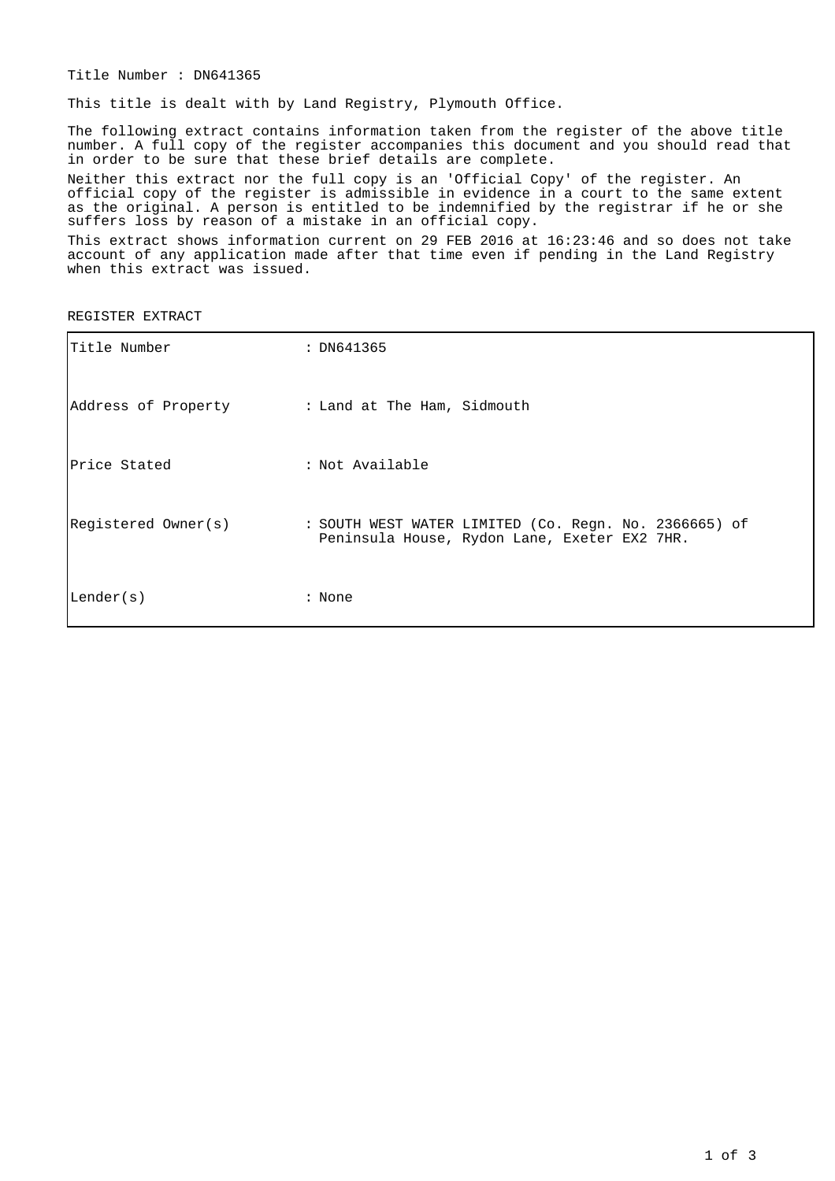Title Number : DN641365

This title is dealt with by Land Registry, Plymouth Office.

The following extract contains information taken from the register of the above title number. A full copy of the register accompanies this document and you should read that in order to be sure that these brief details are complete.

Neither this extract nor the full copy is an 'Official Copy' of the register. An official copy of the register is admissible in evidence in a court to the same extent as the original. A person is entitled to be indemnified by the registrar if he or she suffers loss by reason of a mistake in an official copy.

This extract shows information current on 29 FEB 2016 at 16:23:46 and so does not take account of any application made after that time even if pending in the Land Registry when this extract was issued.

REGISTER EXTRACT

| | |
|---|---|
| Title Number | : DN641365 |
| Address of Property | : Land at The Ham, Sidmouth |
| Price Stated | : Not Available |
| Registered Owner(s) | : SOUTH WEST WATER LIMITED (Co. Regn. No. 2366665) of Peninsula House, Rydon Lane, Exeter EX2 7HR. |
| Lender(s) | : None |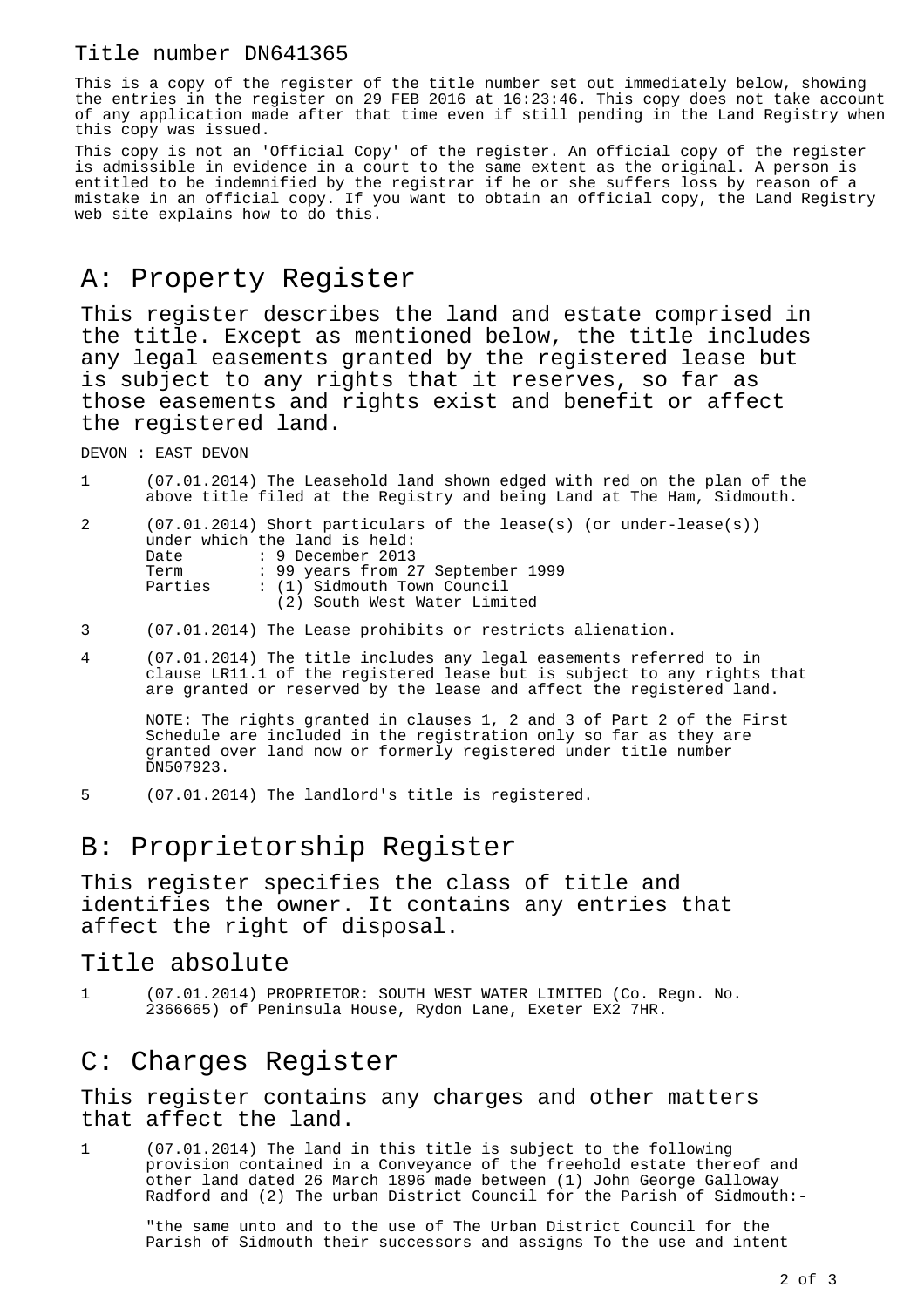Title number DN641365

This is a copy of the register of the title number set out immediately below, showing the entries in the register on 29 FEB 2016 at 16:23:46. This copy does not take account of any application made after that time even if still pending in the Land Registry when this copy was issued.

This copy is not an 'Official Copy' of the register. An official copy of the register is admissible in evidence in a court to the same extent as the original. A person is entitled to be indemnified by the registrar if he or she suffers loss by reason of a mistake in an official copy. If you want to obtain an official copy, the Land Registry web site explains how to do this.

# A: Property Register

This register describes the land and estate comprised in the title. Except as mentioned below, the title includes any legal easements granted by the registered lease but is subject to any rights that it reserves, so far as those easements and rights exist and benefit or affect the registered land.

DEVON : EAST DEVON

1 (07.01.2014) The Leasehold land shown edged with red on the plan of the above title filed at the Registry and being Land at The Ham, Sidmouth.

2 (07.01.2014) Short particulars of the lease(s) (or under-lease(s)) under which the land is held:
Date : 9 December 2013
Term : 99 years from 27 September 1999
Parties : (1) Sidmouth Town Council
(2) South West Water Limited

3 (07.01.2014) The Lease prohibits or restricts alienation.

4 (07.01.2014) The title includes any legal easements referred to in clause LR11.1 of the registered lease but is subject to any rights that are granted or reserved by the lease and affect the registered land.

NOTE: The rights granted in clauses 1, 2 and 3 of Part 2 of the First Schedule are included in the registration only so far as they are granted over land now or formerly registered under title number DN507923.

5 (07.01.2014) The landlord's title is registered.

# B: Proprietorship Register

This register specifies the class of title and identifies the owner. It contains any entries that affect the right of disposal.

## Title absolute

1 (07.01.2014) PROPRIETOR: SOUTH WEST WATER LIMITED (Co. Regn. No. 2366665) of Peninsula House, Rydon Lane, Exeter EX2 7HR.

# C: Charges Register

This register contains any charges and other matters that affect the land.

1 (07.01.2014) The land in this title is subject to the following provision contained in a Conveyance of the freehold estate thereof and other land dated 26 March 1896 made between (1) John George Galloway Radford and (2) The urban District Council for the Parish of Sidmouth:-

"the same unto and to the use of The Urban District Council for the Parish of Sidmouth their successors and assigns To the use and intent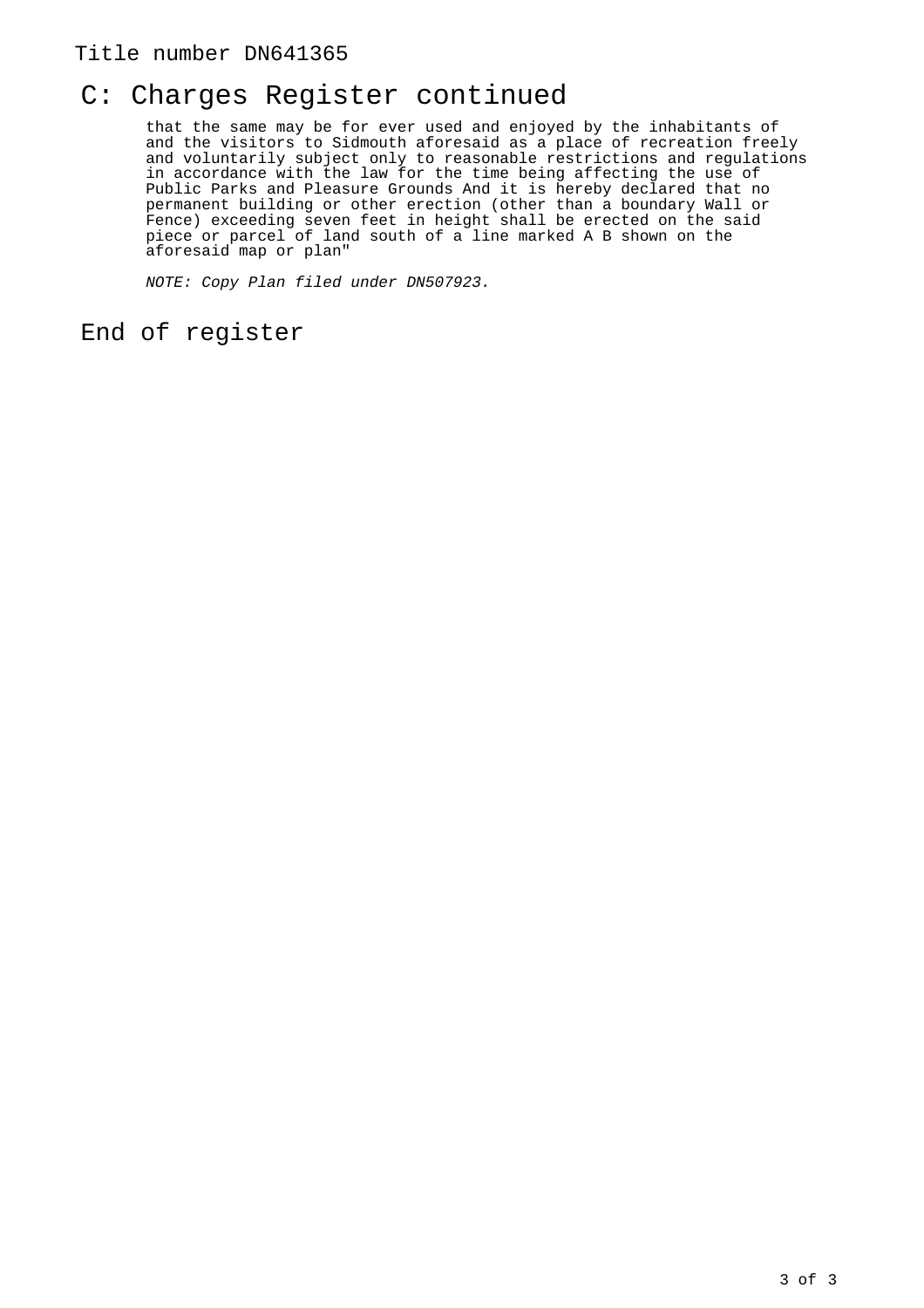Title number DN641365

## C: Charges Register continued

that the same may be for ever used and enjoyed by the inhabitants of and the visitors to Sidmouth aforesaid as a place of recreation freely and voluntarily subject only to reasonable restrictions and regulations in accordance with the law for the time being affecting the use of Public Parks and Pleasure Grounds And it is hereby declared that no permanent building or other erection (other than a boundary Wall or Fence) exceeding seven feet in height shall be erected on the said piece or parcel of land south of a line marked A B shown on the aforesaid map or plan"

*NOTE: Copy Plan filed under DN507923.*

## End of register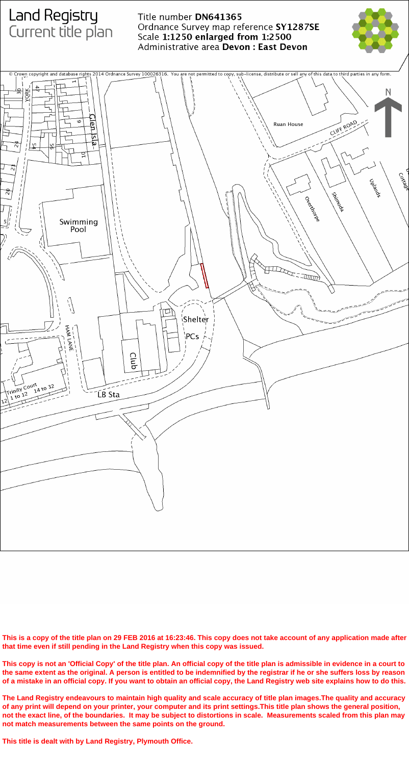Land Registry
Current title plan

Title number **DN641365**
Ordnance Survey map reference **SY1287SE**
Scale **1:1250 enlarged from 1:2500**
Administrative area **Devon : East Devon**

© Crown copyright and database rights 2014 Ordnance Survey 100026316. You are not permitted to copy, sub-license, distribute or sell any of this data to third parties in any form.

N

YORK
Glen Isla
Swimming Pool
HAM LANE
Trinity Court 1 to 12 14 to 32
Club
LB Sta
Shelter
PCs
Ruan House
CLIFF ROAD
Overthorpe
Shimoda
Uplands
Cottage

**This is a copy of the title plan on 29 FEB 2016 at 16:23:46. This copy does not take account of any application made after that time even if still pending in the Land Registry when this copy was issued.**

**This copy is not an 'Official Copy' of the title plan. An official copy of the title plan is admissible in evidence in a court to the same extent as the original. A person is entitled to be indemnified by the registrar if he or she suffers loss by reason of a mistake in an official copy. If you want to obtain an official copy, the Land Registry web site explains how to do this.**

**The Land Registry endeavours to maintain high quality and scale accuracy of title plan images.The quality and accuracy of any print will depend on your printer, your computer and its print settings.This title plan shows the general position, not the exact line, of the boundaries. It may be subject to distortions in scale. Measurements scaled from this plan may not match measurements between the same points on the ground.**

**This title is dealt with by Land Registry, Plymouth Office.**